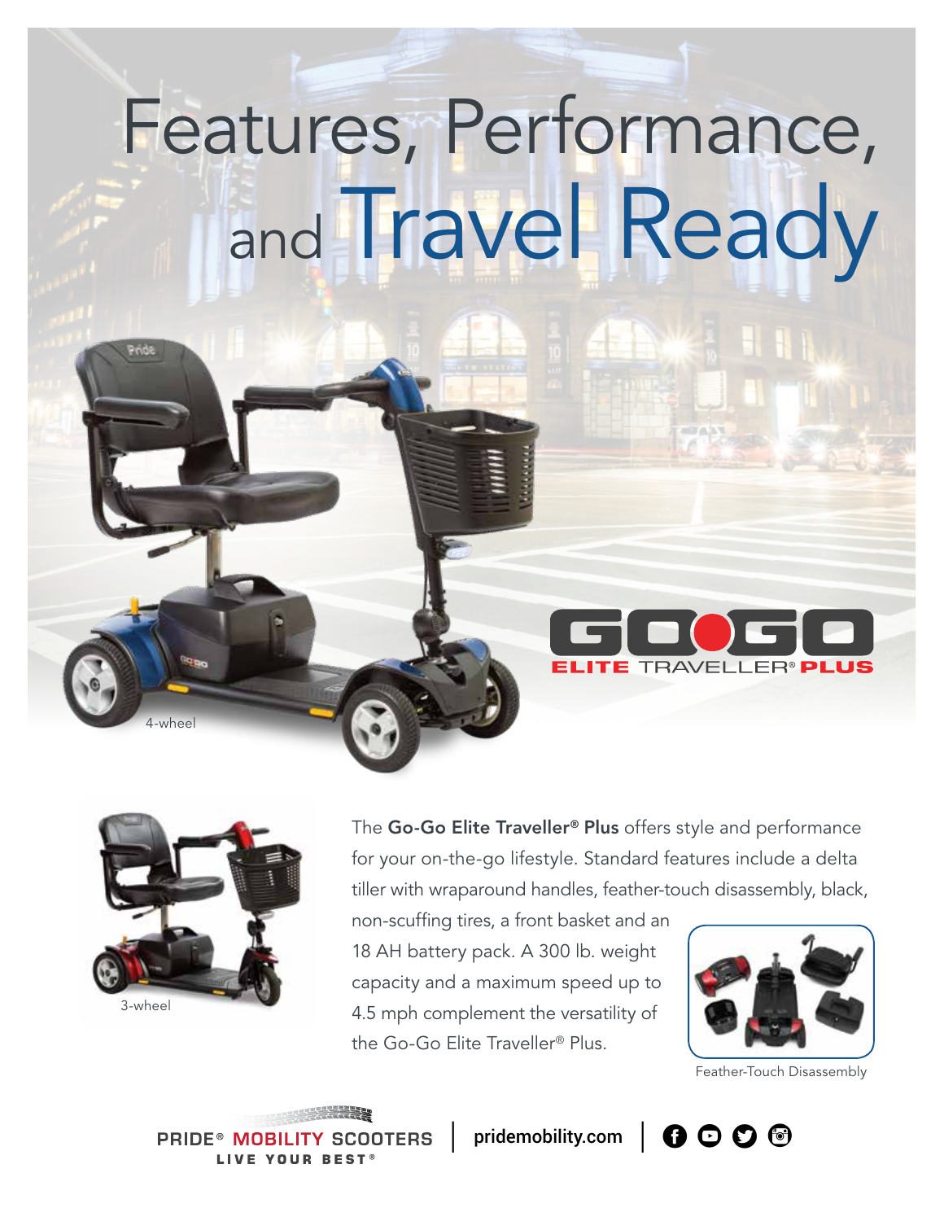# Features, Performance, and Travel Ready

4-wheel

**GO GO**
**ELITE** TRAVELLER® **PLUS**

3-wheel

The **Go-Go Elite Traveller® Plus** offers style and performance for your on-the-go lifestyle. Standard features include a delta tiller with wraparound handles, feather-touch disassembly, black, non-scuffing tires, a front basket and an 18 AH battery pack. A 300 lb. weight capacity and a maximum speed up to 4.5 mph complement the versatility of the Go-Go Elite Traveller® Plus.

Feather-Touch Disassembly

PRIDE® MOBILITY SCOOTERS
LIVE YOUR BEST®

pridemobility.com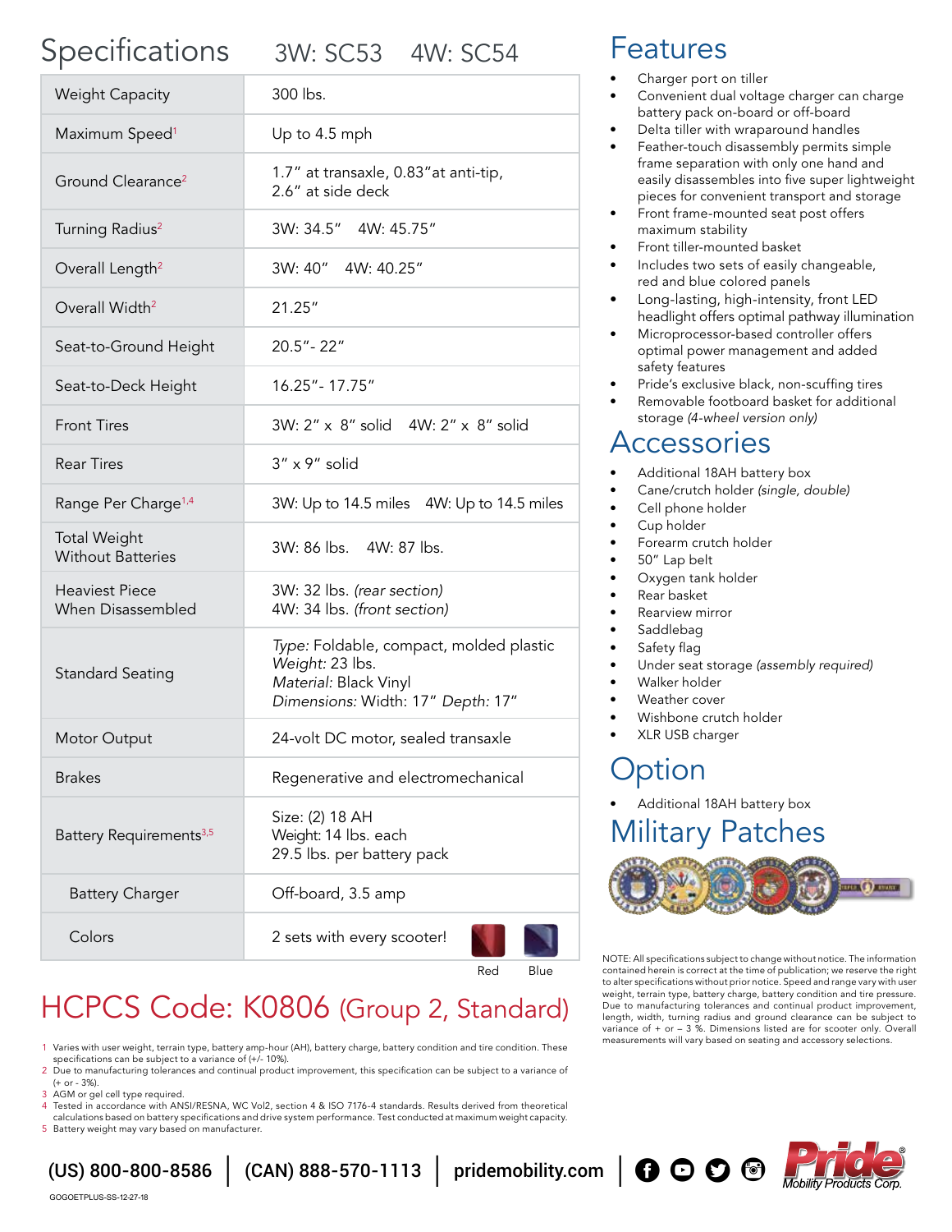# Specifications 3W: SC53 4W: SC54

| | |
|---|---|
| Weight Capacity | 300 lbs. |
| Maximum Speed[1] | Up to 4.5 mph |
| Ground Clearance[2] | 1.7" at transaxle, 0.83"at anti-tip, 2.6" at side deck |
| Turning Radius[2] | 3W: 34.5" 4W: 45.75" |
| Overall Length[2] | 3W: 40" 4W: 40.25" |
| Overall Width[2] | 21.25" |
| Seat-to-Ground Height | 20.5"- 22" |
| Seat-to-Deck Height | 16.25"- 17.75" |
| Front Tires | 3W: 2" x 8" solid 4W: 2" x 8" solid |
| Rear Tires | 3" x 9" solid |
| Range Per Charge[1,4] | 3W: Up to 14.5 miles 4W: Up to 14.5 miles |
| Total Weight Without Batteries | 3W: 86 lbs. 4W: 87 lbs. |
| Heaviest Piece When Disassembled | 3W: 32 lbs. *(rear section)* 4W: 34 lbs. *(front section)* |
| Standard Seating | *Type:* Foldable, compact, molded plastic *Weight:* 23 lbs. *Material:* Black Vinyl *Dimensions:* Width: 17" *Depth:* 17" |
| Motor Output | 24-volt DC motor, sealed transaxle |
| Brakes | Regenerative and electromechanical |
| Battery Requirements[3,5] | Size: (2) 18 AH Weight: 14 lbs. each 29.5 lbs. per battery pack |
| Battery Charger | Off-board, 3.5 amp |
| Colors | 2 sets with every scooter! Red Blue |

## HCPCS Code: K0806 (Group 2, Standard)

1 Varies with user weight, terrain type, battery amp-hour (AH), battery charge, battery condition and tire condition. These specifications can be subject to a variance of (+/- 10%).
2 Due to manufacturing tolerances and continual product improvement, this specification can be subject to a variance of (+ or - 3%).
3 AGM or gel cell type required.
4 Tested in accordance with ANSI/RESNA, WC Vol2, section 4 & ISO 7176-4 standards. Results derived from theoretical calculations based on battery specifications and drive system performance. Test conducted at maximum weight capacity.
5 Battery weight may vary based on manufacturer.

# Features

- Charger port on tiller
- Convenient dual voltage charger can charge battery pack on-board or off-board
- Delta tiller with wraparound handles
- Feather-touch disassembly permits simple frame separation with only one hand and easily disassembles into five super lightweight pieces for convenient transport and storage
- Front frame-mounted seat post offers maximum stability
- Front tiller-mounted basket
- Includes two sets of easily changeable, red and blue colored panels
- Long-lasting, high-intensity, front LED headlight offers optimal pathway illumination
- Microprocessor-based controller offers optimal power management and added safety features
- Pride's exclusive black, non-scuffing tires
- Removable footboard basket for additional storage *(4-wheel version only)*

# Accessories

- Additional 18AH battery box
- Cane/crutch holder *(single, double)*
- Cell phone holder
- Cup holder
- Forearm crutch holder
- 50" Lap belt
- Oxygen tank holder
- Rear basket
- Rearview mirror
- Saddlebag
- Safety flag
- Under seat storage *(assembly required)*
- Walker holder
- Weather cover
- Wishbone crutch holder
- XLR USB charger

# Option

- Additional 18AH battery box

# Military Patches

NOTE: All specifications subject to change without notice. The information contained herein is correct at the time of publication; we reserve the right to alter specifications without prior notice. Speed and range vary with user weight, terrain type, battery charge, battery condition and tire pressure. Due to manufacturing tolerances and continual product improvement, length, width, turning radius and ground clearance can be subject to variance of + or – 3 %. Dimensions listed are for scooter only. Overall measurements will vary based on seating and accessory selections.

(US) 800-800-8586 | (CAN) 888-570-1113 | pridemobility.com

Pride Mobility Products Corp.

GOGOETPLUS-SS-12-27-18